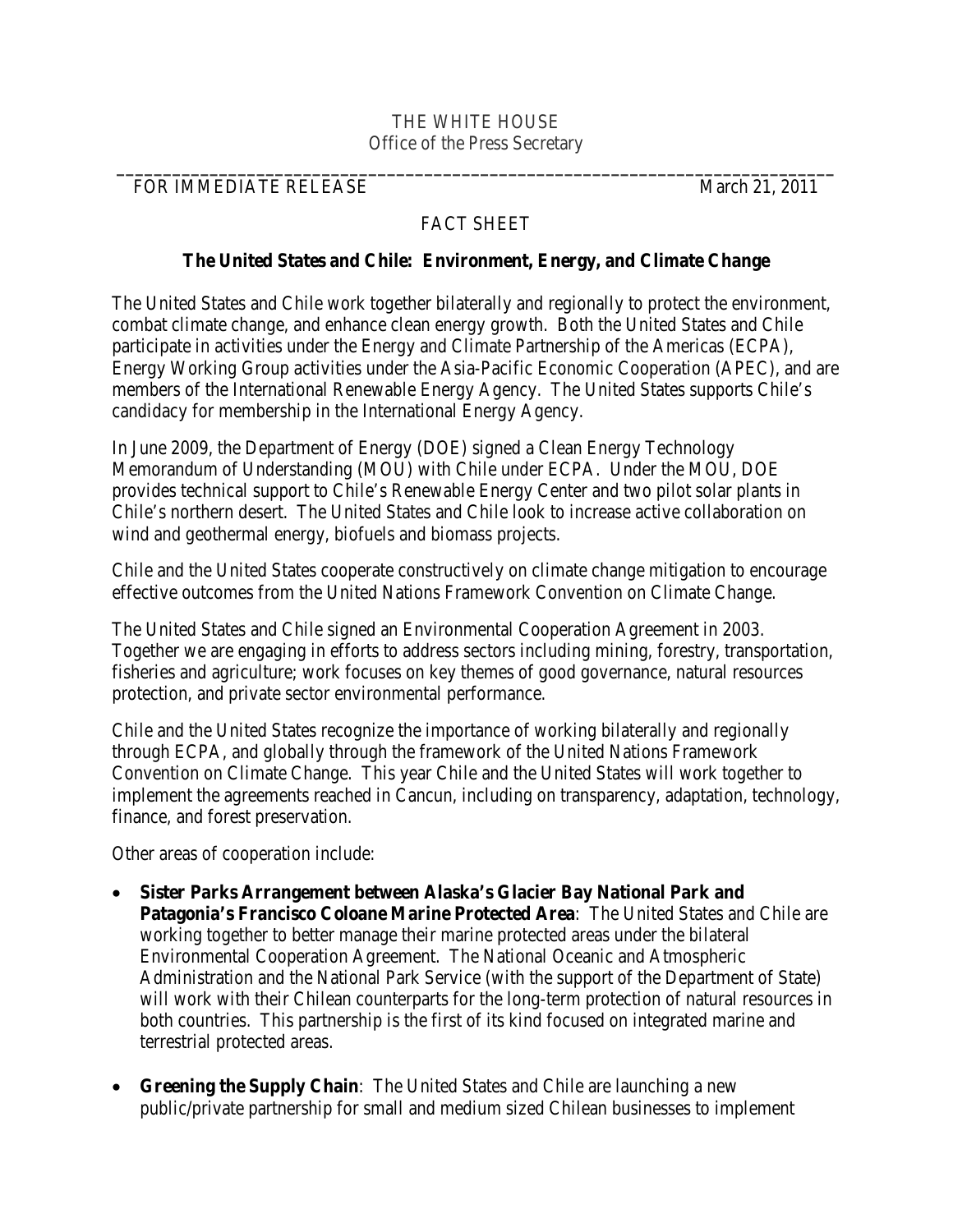THE WHITE HOUSE
Office of the Press Secretary

FOR IMMEDIATE RELEASE March 21, 2011

FACT SHEET

## The United States and Chile: Environment, Energy, and Climate Change

The United States and Chile work together bilaterally and regionally to protect the environment, combat climate change, and enhance clean energy growth. Both the United States and Chile participate in activities under the Energy and Climate Partnership of the Americas (ECPA), Energy Working Group activities under the Asia-Pacific Economic Cooperation (APEC), and are members of the International Renewable Energy Agency. The United States supports Chile's candidacy for membership in the International Energy Agency.

In June 2009, the Department of Energy (DOE) signed a Clean Energy Technology Memorandum of Understanding (MOU) with Chile under ECPA. Under the MOU, DOE provides technical support to Chile's Renewable Energy Center and two pilot solar plants in Chile's northern desert. The United States and Chile look to increase active collaboration on wind and geothermal energy, biofuels and biomass projects.

Chile and the United States cooperate constructively on climate change mitigation to encourage effective outcomes from the United Nations Framework Convention on Climate Change.

The United States and Chile signed an Environmental Cooperation Agreement in 2003. Together we are engaging in efforts to address sectors including mining, forestry, transportation, fisheries and agriculture; work focuses on key themes of good governance, natural resources protection, and private sector environmental performance.

Chile and the United States recognize the importance of working bilaterally and regionally through ECPA, and globally through the framework of the United Nations Framework Convention on Climate Change. This year Chile and the United States will work together to implement the agreements reached in Cancun, including on transparency, adaptation, technology, finance, and forest preservation.

Other areas of cooperation include:

- **Sister Parks Arrangement between Alaska's Glacier Bay National Park and Patagonia's Francisco Coloane Marine Protected Area**: The United States and Chile are working together to better manage their marine protected areas under the bilateral Environmental Cooperation Agreement. The National Oceanic and Atmospheric Administration and the National Park Service (with the support of the Department of State) will work with their Chilean counterparts for the long-term protection of natural resources in both countries. This partnership is the first of its kind focused on integrated marine and terrestrial protected areas.

- **Greening the Supply Chain**: The United States and Chile are launching a new public/private partnership for small and medium sized Chilean businesses to implement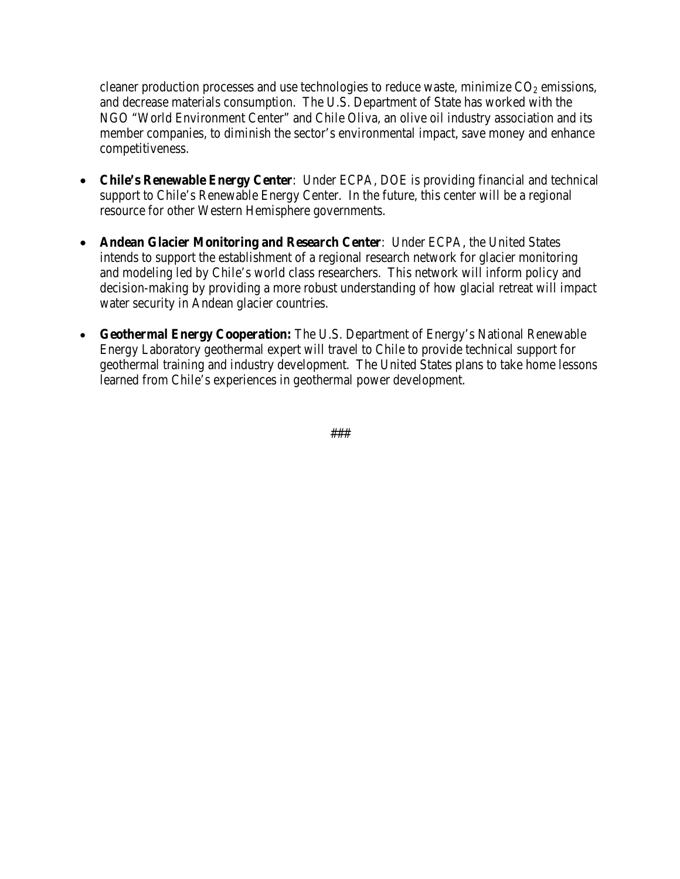cleaner production processes and use technologies to reduce waste, minimize $CO_2$ emissions, and decrease materials consumption. The U.S. Department of State has worked with the NGO "World Environment Center" and Chile Oliva, an olive oil industry association and its member companies, to diminish the sector's environmental impact, save money and enhance competitiveness.

- **Chile's Renewable Energy Center**: Under ECPA, DOE is providing financial and technical support to Chile's Renewable Energy Center. In the future, this center will be a regional resource for other Western Hemisphere governments.

- **Andean Glacier Monitoring and Research Center**: Under ECPA, the United States intends to support the establishment of a regional research network for glacier monitoring and modeling led by Chile's world class researchers. This network will inform policy and decision-making by providing a more robust understanding of how glacial retreat will impact water security in Andean glacier countries.

- **Geothermal Energy Cooperation:** The U.S. Department of Energy's National Renewable Energy Laboratory geothermal expert will travel to Chile to provide technical support for geothermal training and industry development. The United States plans to take home lessons learned from Chile's experiences in geothermal power development.

###